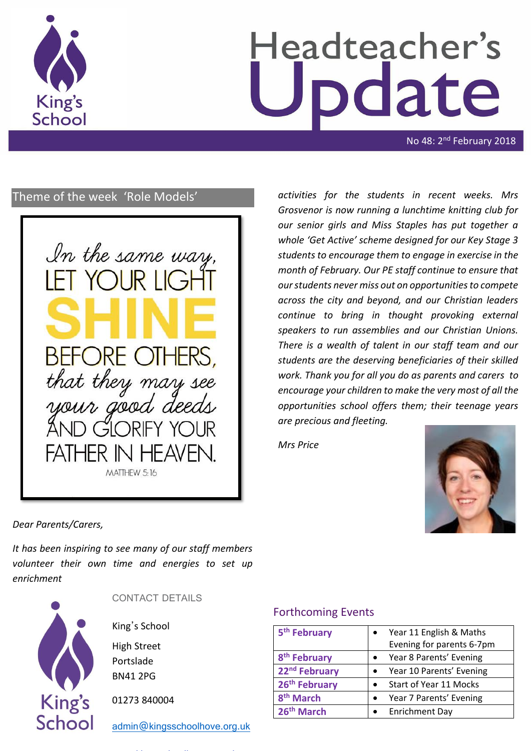# Headteacher's Update

No 48: 2nd February 2018

## Theme of the week 'Role Models'

In the same way, LET YOUR LIGHT SHINE BEFORE OTHERS, that they may see your good deeds AND GLORIFY YOUR FATHER IN HEAVEN.

MATTHEW 5:16

*Dear Parents/Carers,*

*It has been inspiring to see many of our staff members volunteer their own time and energies to set up enrichment activities for the students in recent weeks. Mrs Grosvenor is now running a lunchtime knitting club for our senior girls and Miss Staples has put together a whole 'Get Active' scheme designed for our Key Stage 3 students to encourage them to engage in exercise in the month of February. Our PE staff continue to ensure that our students never miss out on opportunities to compete across the city and beyond, and our Christian leaders continue to bring in thought provoking external speakers to run assemblies and our Christian Unions. There is a wealth of talent in our staff team and our students are the deserving beneficiaries of their skilled work. Thank you for all you do as parents and carers to encourage your children to make the very most of all the opportunities school offers them; their teenage years are precious and fleeting.*

*Mrs Price*

## CONTACT DETAILS

King's School

High Street

Portslade

BN41 2PG

01273 840004

admin@kingsschoolhove.org.uk

## Forthcoming Events

| | |
|---|---|
| **5th February** | • Year 11 English & Maths Evening for parents 6-7pm |
| **8th February** | • Year 8 Parents' Evening |
| **22nd February** | • Year 10 Parents' Evening |
| **26th February** | • Start of Year 11 Mocks |
| **8th March** | • Year 7 Parents' Evening |
| **26th March** | • Enrichment Day |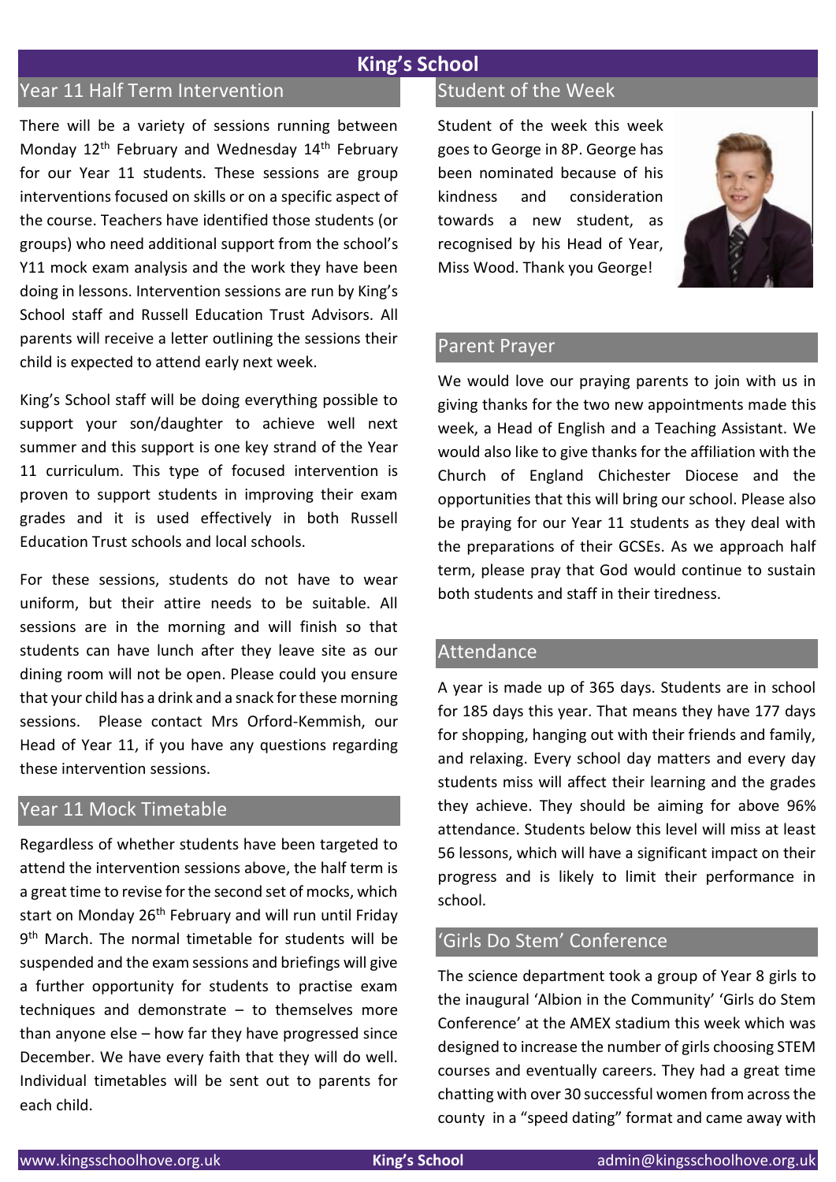# King's School

## Year 11 Half Term Intervention

There will be a variety of sessions running between Monday 12th February and Wednesday 14th February for our Year 11 students. These sessions are group interventions focused on skills or on a specific aspect of the course. Teachers have identified those students (or groups) who need additional support from the school's Y11 mock exam analysis and the work they have been doing in lessons. Intervention sessions are run by King's School staff and Russell Education Trust Advisors. All parents will receive a letter outlining the sessions their child is expected to attend early next week.

King's School staff will be doing everything possible to support your son/daughter to achieve well next summer and this support is one key strand of the Year 11 curriculum. This type of focused intervention is proven to support students in improving their exam grades and it is used effectively in both Russell Education Trust schools and local schools.

For these sessions, students do not have to wear uniform, but their attire needs to be suitable. All sessions are in the morning and will finish so that students can have lunch after they leave site as our dining room will not be open. Please could you ensure that your child has a drink and a snack for these morning sessions. Please contact Mrs Orford-Kemmish, our Head of Year 11, if you have any questions regarding these intervention sessions.

## Year 11 Mock Timetable

Regardless of whether students have been targeted to attend the intervention sessions above, the half term is a great time to revise for the second set of mocks, which start on Monday 26th February and will run until Friday 9th March. The normal timetable for students will be suspended and the exam sessions and briefings will give a further opportunity for students to practise exam techniques and demonstrate – to themselves more than anyone else – how far they have progressed since December. We have every faith that they will do well. Individual timetables will be sent out to parents for each child.

## Student of the Week

Student of the week this week goes to George in 8P. George has been nominated because of his kindness and consideration towards a new student, as recognised by his Head of Year, Miss Wood. Thank you George!

## Parent Prayer

We would love our praying parents to join with us in giving thanks for the two new appointments made this week, a Head of English and a Teaching Assistant. We would also like to give thanks for the affiliation with the Church of England Chichester Diocese and the opportunities that this will bring our school. Please also be praying for our Year 11 students as they deal with the preparations of their GCSEs. As we approach half term, please pray that God would continue to sustain both students and staff in their tiredness.

## Attendance

A year is made up of 365 days. Students are in school for 185 days this year. That means they have 177 days for shopping, hanging out with their friends and family, and relaxing. Every school day matters and every day students miss will affect their learning and the grades they achieve. They should be aiming for above 96% attendance. Students below this level will miss at least 56 lessons, which will have a significant impact on their progress and is likely to limit their performance in school.

## 'Girls Do Stem' Conference

The science department took a group of Year 8 girls to the inaugural 'Albion in the Community' 'Girls do Stem Conference' at the AMEX stadium this week which was designed to increase the number of girls choosing STEM courses and eventually careers. They had a great time chatting with over 30 successful women from across the county in a "speed dating" format and came away with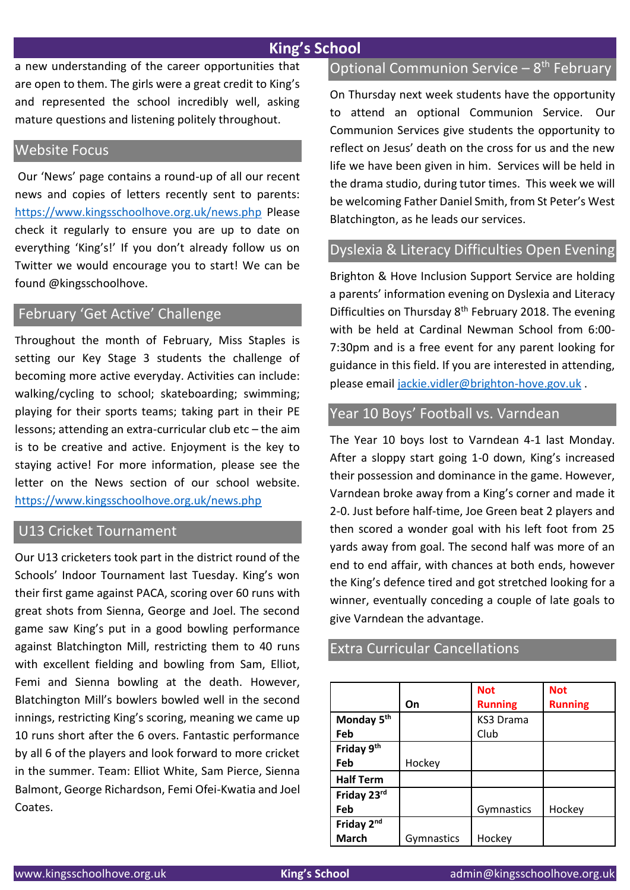a new understanding of the career opportunities that are open to them. The girls were a great credit to King's and represented the school incredibly well, asking mature questions and listening politely throughout.

## Website Focus

Our 'News' page contains a round-up of all our recent news and copies of letters recently sent to parents: https://www.kingsschoolhove.org.uk/news.php Please check it regularly to ensure you are up to date on everything 'King's!' If you don't already follow us on Twitter we would encourage you to start! We can be found @kingsschoolhove.

## February 'Get Active' Challenge

Throughout the month of February, Miss Staples is setting our Key Stage 3 students the challenge of becoming more active everyday. Activities can include: walking/cycling to school; skateboarding; swimming; playing for their sports teams; taking part in their PE lessons; attending an extra-curricular club etc – the aim is to be creative and active. Enjoyment is the key to staying active! For more information, please see the letter on the News section of our school website. https://www.kingsschoolhove.org.uk/news.php

## U13 Cricket Tournament

Our U13 cricketers took part in the district round of the Schools' Indoor Tournament last Tuesday. King's won their first game against PACA, scoring over 60 runs with great shots from Sienna, George and Joel. The second game saw King's put in a good bowling performance against Blatchington Mill, restricting them to 40 runs with excellent fielding and bowling from Sam, Elliot, Femi and Sienna bowling at the death. However, Blatchington Mill's bowlers bowled well in the second innings, restricting King's scoring, meaning we came up 10 runs short after the 6 overs. Fantastic performance by all 6 of the players and look forward to more cricket in the summer. Team: Elliot White, Sam Pierce, Sienna Balmont, George Richardson, Femi Ofei-Kwatia and Joel Coates.

## Optional Communion Service – 8th February

On Thursday next week students have the opportunity to attend an optional Communion Service. Our Communion Services give students the opportunity to reflect on Jesus' death on the cross for us and the new life we have been given in him. Services will be held in the drama studio, during tutor times. This week we will be welcoming Father Daniel Smith, from St Peter's West Blatchington, as he leads our services.

## Dyslexia & Literacy Difficulties Open Evening

Brighton & Hove Inclusion Support Service are holding a parents' information evening on Dyslexia and Literacy Difficulties on Thursday 8th February 2018. The evening with be held at Cardinal Newman School from 6:00-7:30pm and is a free event for any parent looking for guidance in this field. If you are interested in attending, please email jackie.vidler@brighton-hove.gov.uk .

## Year 10 Boys' Football vs. Varndean

The Year 10 boys lost to Varndean 4-1 last Monday. After a sloppy start going 1-0 down, King's increased their possession and dominance in the game. However, Varndean broke away from a King's corner and made it 2-0. Just before half-time, Joe Green beat 2 players and then scored a wonder goal with his left foot from 25 yards away from goal. The second half was more of an end to end affair, with chances at both ends, however the King's defence tired and got stretched looking for a winner, eventually conceding a couple of late goals to give Varndean the advantage.

## Extra Curricular Cancellations

| | On | Not Running | Not Running |
|---|---|---|---|
| **Monday 5th Feb** | | KS3 Drama Club | |
| **Friday 9th Feb** | Hockey | | |
| **Half Term** | | | |
| **Friday 23rd Feb** | | Gymnastics | Hockey |
| **Friday 2nd March** | Gymnastics | Hockey | |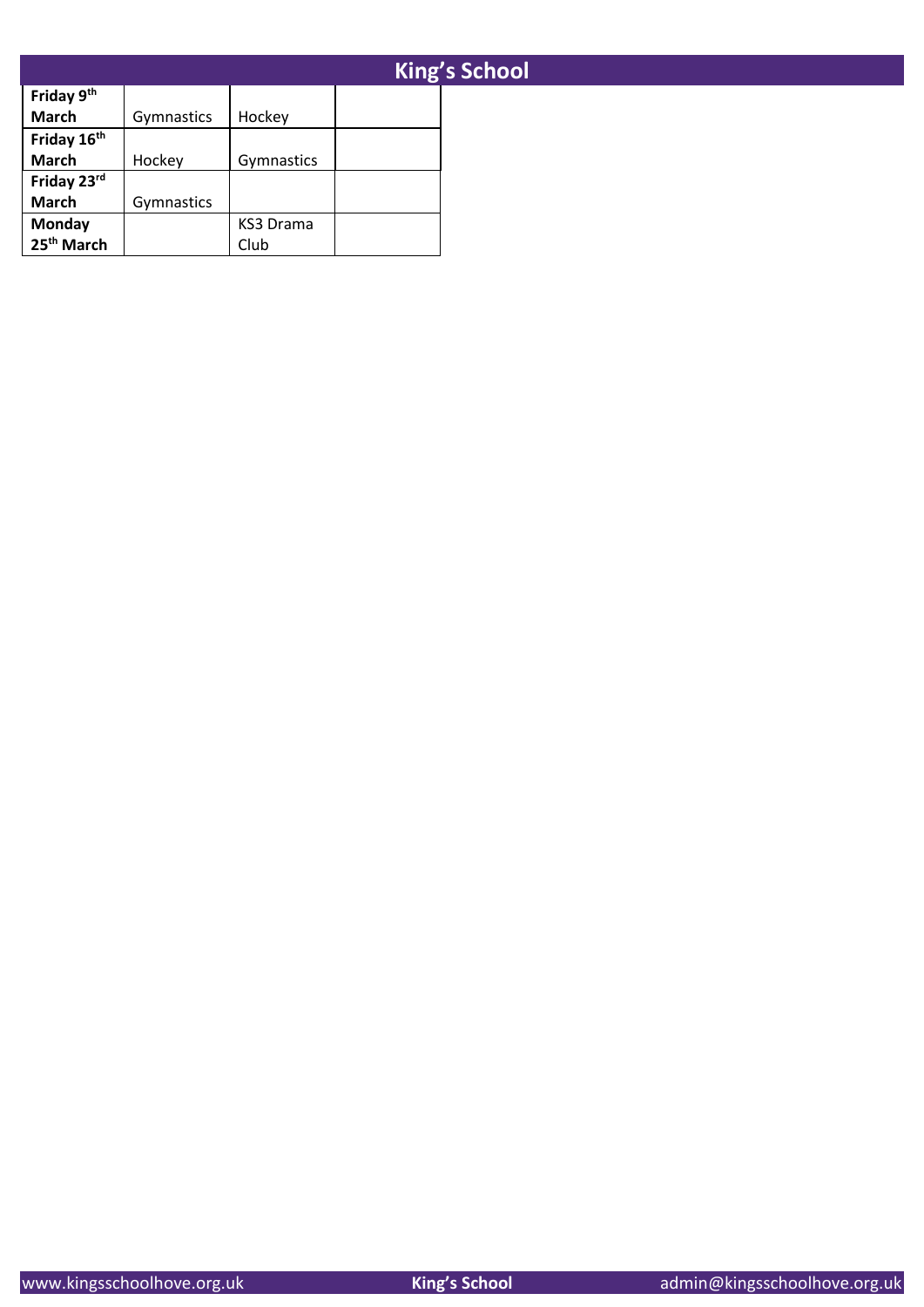| | | | |
|---|---|---|---|
| **Friday 9th March** | Gymnastics | Hockey | |
| **Friday 16th March** | Hockey | Gymnastics | |
| **Friday 23rd March** | Gymnastics | | |
| **Monday 25th March** | | KS3 Drama Club | |